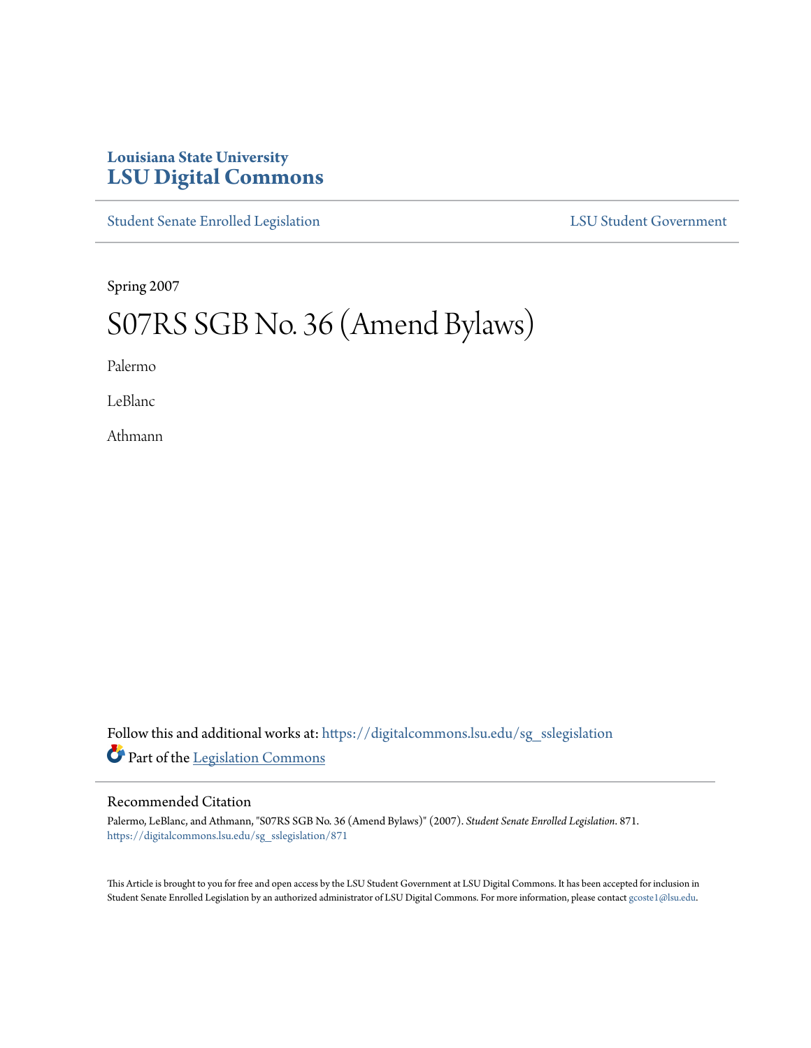Louisiana State University
# LSU Digital Commons

Student Senate Enrolled Legislation — LSU Student Government

Spring 2007

# S07RS SGB No. 36 (Amend Bylaws)

Palermo

LeBlanc

Athmann

Follow this and additional works at: https://digitalcommons.lsu.edu/sg_sslegislation

Part of the Legislation Commons

## Recommended Citation

Palermo, LeBlanc, and Athmann, "S07RS SGB No. 36 (Amend Bylaws)" (2007). *Student Senate Enrolled Legislation*. 871.
https://digitalcommons.lsu.edu/sg_sslegislation/871

This Article is brought to you for free and open access by the LSU Student Government at LSU Digital Commons. It has been accepted for inclusion in Student Senate Enrolled Legislation by an authorized administrator of LSU Digital Commons. For more information, please contact gcoste1@lsu.edu.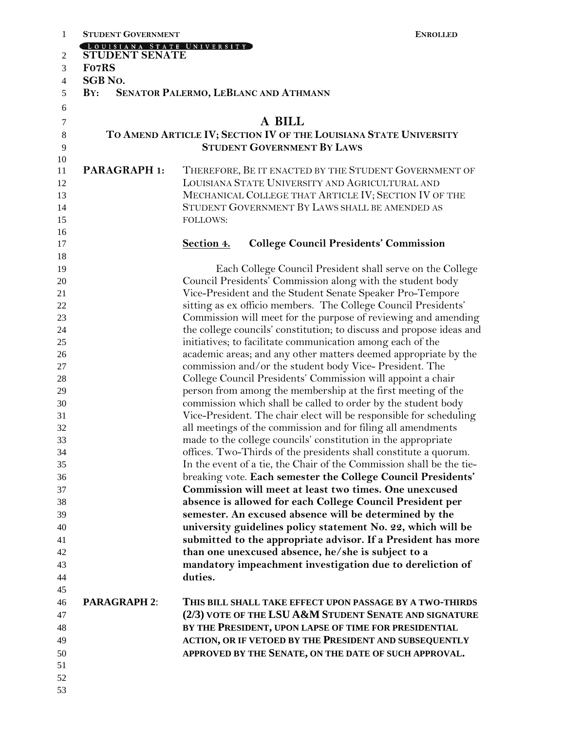**STUDENT GOVERNMENT** **ENROLLED**

LOUISIANA STATE UNIVERSITY
**STUDENT SENATE**
**F07RS**
**SGB NO.**
**BY: SENATOR PALERMO, LEBLANC AND ATHMANN**

# A BILL

## TO AMEND ARTICLE IV; SECTION IV OF THE LOUISIANA STATE UNIVERSITY STUDENT GOVERNMENT BY LAWS

**PARAGRAPH 1:** THEREFORE, BE IT ENACTED BY THE STUDENT GOVERNMENT OF LOUISIANA STATE UNIVERSITY AND AGRICULTURAL AND MECHANICAL COLLEGE THAT ARTICLE IV; SECTION IV OF THE STUDENT GOVERNMENT BY LAWS SHALL BE AMENDED AS FOLLOWS:

**Section 4. College Council Presidents' Commission**

Each College Council President shall serve on the College Council Presidents' Commission along with the student body Vice-President and the Student Senate Speaker Pro-Tempore sitting as ex officio members. The College Council Presidents' Commission will meet for the purpose of reviewing and amending the college councils' constitution; to discuss and propose ideas and initiatives; to facilitate communication among each of the academic areas; and any other matters deemed appropriate by the commission and/or the student body Vice- President. The College Council Presidents' Commission will appoint a chair person from among the membership at the first meeting of the commission which shall be called to order by the student body Vice-President. The chair elect will be responsible for scheduling all meetings of the commission and for filing all amendments made to the college councils' constitution in the appropriate offices. Two-Thirds of the presidents shall constitute a quorum. In the event of a tie, the Chair of the Commission shall be the tie-breaking vote. **Each semester the College Council Presidents' Commission will meet at least two times. One unexcused absence is allowed for each College Council President per semester. An excused absence will be determined by the university guidelines policy statement No. 22, which will be submitted to the appropriate advisor. If a President has more than one unexcused absence, he/she is subject to a mandatory impeachment investigation due to dereliction of duties.**

**PARAGRAPH 2:** **THIS BILL SHALL TAKE EFFECT UPON PASSAGE BY A TWO-THIRDS (2/3) VOTE OF THE LSU A&M STUDENT SENATE AND SIGNATURE BY THE PRESIDENT, UPON LAPSE OF TIME FOR PRESIDENTIAL ACTION, OR IF VETOED BY THE PRESIDENT AND SUBSEQUENTLY APPROVED BY THE SENATE, ON THE DATE OF SUCH APPROVAL.**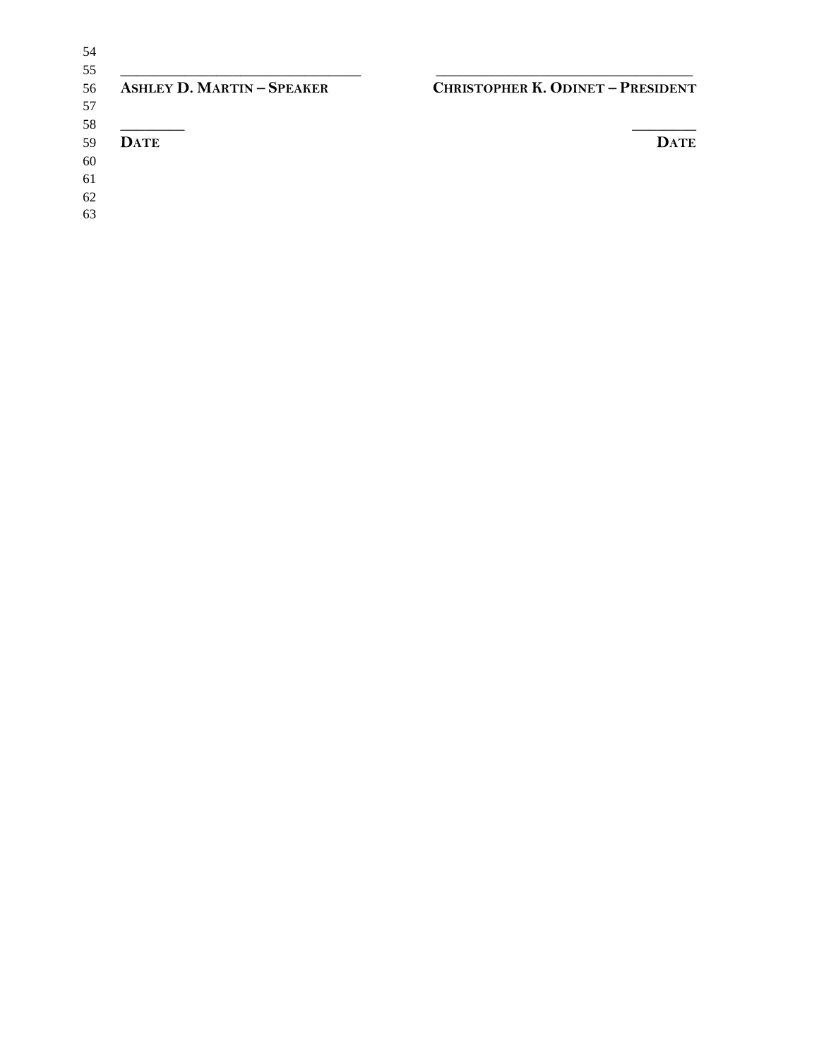| | |
|---|---|
| ________________________________ | ________________________________ |
| **ASHLEY D. MARTIN – SPEAKER** | **CHRISTOPHER K. ODINET – PRESIDENT** |
| ________ | ________ |
| **DATE** | **DATE** |